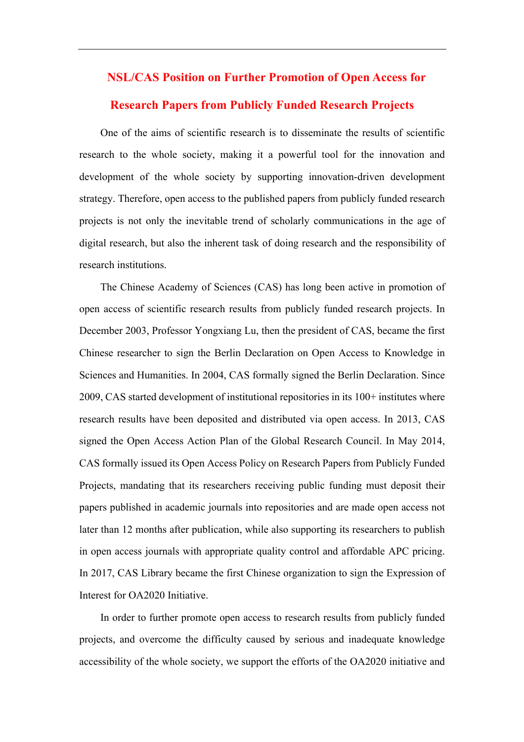# NSL/CAS Position on Further Promotion of Open Access for Research Papers from Publicly Funded Research Projects

One of the aims of scientific research is to disseminate the results of scientific research to the whole society, making it a powerful tool for the innovation and development of the whole society by supporting innovation-driven development strategy. Therefore, open access to the published papers from publicly funded research projects is not only the inevitable trend of scholarly communications in the age of digital research, but also the inherent task of doing research and the responsibility of research institutions.

The Chinese Academy of Sciences (CAS) has long been active in promotion of open access of scientific research results from publicly funded research projects. In December 2003, Professor Yongxiang Lu, then the president of CAS, became the first Chinese researcher to sign the Berlin Declaration on Open Access to Knowledge in Sciences and Humanities. In 2004, CAS formally signed the Berlin Declaration. Since 2009, CAS started development of institutional repositories in its 100+ institutes where research results have been deposited and distributed via open access. In 2013, CAS signed the Open Access Action Plan of the Global Research Council. In May 2014, CAS formally issued its Open Access Policy on Research Papers from Publicly Funded Projects, mandating that its researchers receiving public funding must deposit their papers published in academic journals into repositories and are made open access not later than 12 months after publication, while also supporting its researchers to publish in open access journals with appropriate quality control and affordable APC pricing. In 2017, CAS Library became the first Chinese organization to sign the Expression of Interest for OA2020 Initiative.

In order to further promote open access to research results from publicly funded projects, and overcome the difficulty caused by serious and inadequate knowledge accessibility of the whole society, we support the efforts of the OA2020 initiative and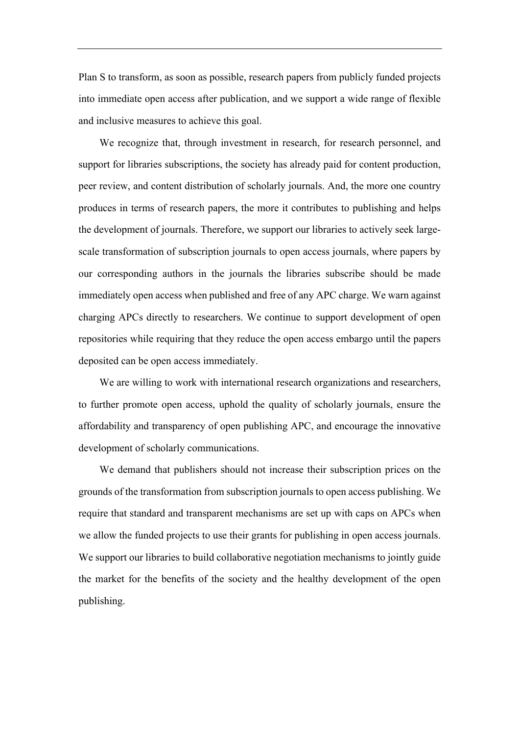Plan S to transform, as soon as possible, research papers from publicly funded projects into immediate open access after publication, and we support a wide range of flexible and inclusive measures to achieve this goal.

We recognize that, through investment in research, for research personnel, and support for libraries subscriptions, the society has already paid for content production, peer review, and content distribution of scholarly journals. And, the more one country produces in terms of research papers, the more it contributes to publishing and helps the development of journals. Therefore, we support our libraries to actively seek large-scale transformation of subscription journals to open access journals, where papers by our corresponding authors in the journals the libraries subscribe should be made immediately open access when published and free of any APC charge. We warn against charging APCs directly to researchers. We continue to support development of open repositories while requiring that they reduce the open access embargo until the papers deposited can be open access immediately.

We are willing to work with international research organizations and researchers, to further promote open access, uphold the quality of scholarly journals, ensure the affordability and transparency of open publishing APC, and encourage the innovative development of scholarly communications.

We demand that publishers should not increase their subscription prices on the grounds of the transformation from subscription journals to open access publishing. We require that standard and transparent mechanisms are set up with caps on APCs when we allow the funded projects to use their grants for publishing in open access journals. We support our libraries to build collaborative negotiation mechanisms to jointly guide the market for the benefits of the society and the healthy development of the open publishing.